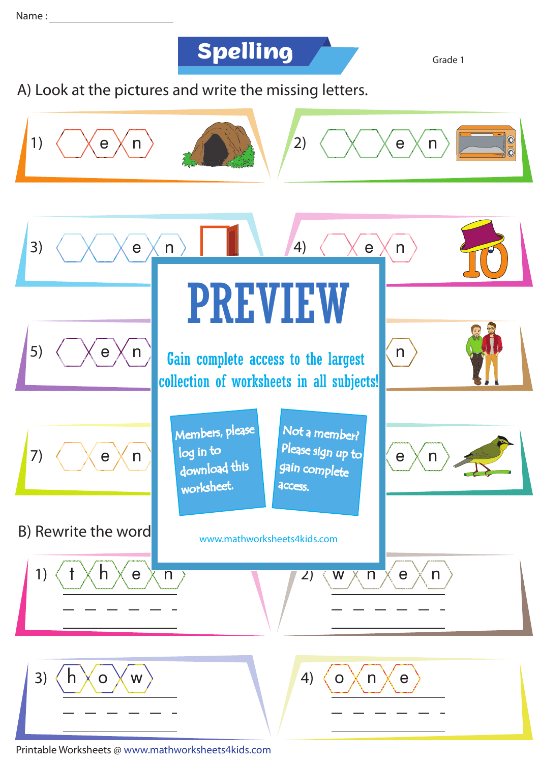Name : ______________________

# Spelling

Grade 1

A) Look at the pictures and write the missing letters.

1) _ e n

2) _ _ e n

3) _ _ e n

4) _ e n

5) _ e n

6) _ n

7) _ e n

8) _ e n

# PREVIEW

Gain complete access to the largest collection of worksheets in all subjects!

Members, please log in to download this worksheet.

Not a member? Please sign up to gain complete access.

www.mathworksheets4kids.com

B) Rewrite the word

1) t h e n

\_ \_ \_ \_ \_ \_

2) w h e n

\_ \_ \_ \_ \_ \_

3) h o w

\_ \_ \_ \_ \_ \_

4) o n e

\_ \_ \_ \_ \_ \_

Printable Worksheets @ www.mathworksheets4kids.com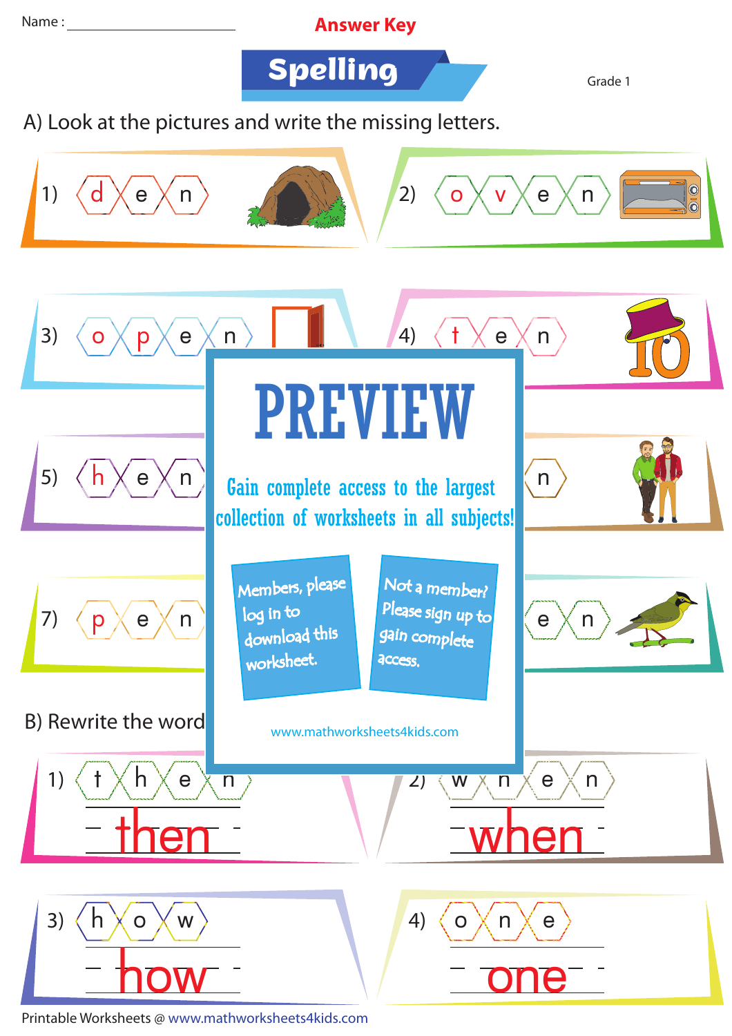Name : ______________________

**Answer Key**

# Spelling

Grade 1

## A) Look at the pictures and write the missing letters.

1) d e n

2) o v e n

3) o p e n

4) t e n

5) h e n

6) n

7) p e n

8) e n

**PREVIEW**

Gain complete access to the largest collection of worksheets in all subjects!

Members, please log in to download this worksheet.

Not a member? Please sign up to gain complete access.

www.mathworksheets4kids.com

## B) Rewrite the word

1) t h e n — then

2) w h e n — when

3) h o w — how

4) o n e — one

Printable Worksheets @ www.mathworksheets4kids.com